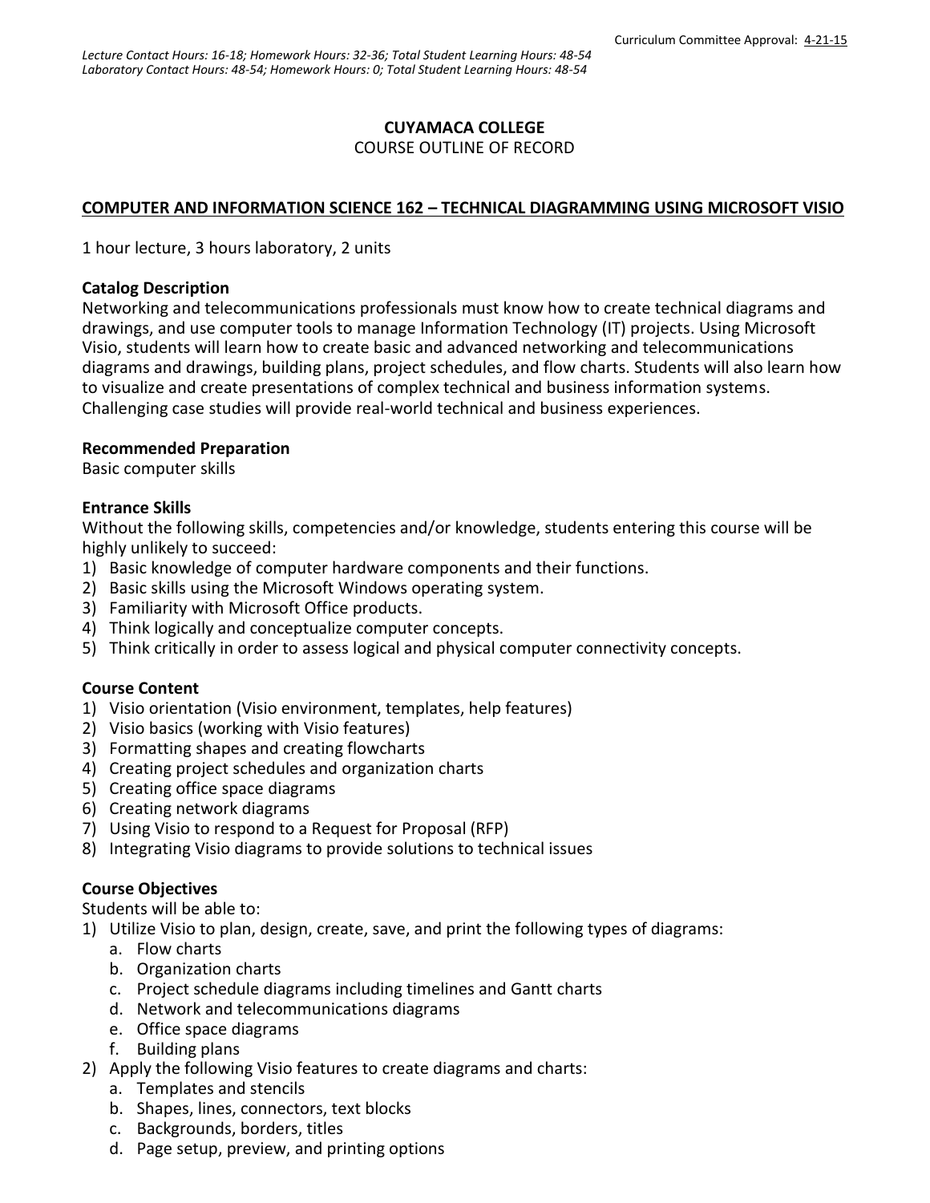*Lecture Contact Hours: 16-18; Homework Hours: 32-36; Total Student Learning Hours: 48-54*
*Laboratory Contact Hours: 48-54; Homework Hours: 0; Total Student Learning Hours: 48-54*

Curriculum Committee Approval: 4-21-15

**CUYAMACA COLLEGE**
COURSE OUTLINE OF RECORD

**COMPUTER AND INFORMATION SCIENCE 162 – TECHNICAL DIAGRAMMING USING MICROSOFT VISIO**

1 hour lecture, 3 hours laboratory, 2 units

**Catalog Description**
Networking and telecommunications professionals must know how to create technical diagrams and drawings, and use computer tools to manage Information Technology (IT) projects. Using Microsoft Visio, students will learn how to create basic and advanced networking and telecommunications diagrams and drawings, building plans, project schedules, and flow charts. Students will also learn how to visualize and create presentations of complex technical and business information systems. Challenging case studies will provide real-world technical and business experiences.

**Recommended Preparation**
Basic computer skills

**Entrance Skills**
Without the following skills, competencies and/or knowledge, students entering this course will be highly unlikely to succeed:
1) Basic knowledge of computer hardware components and their functions.
2) Basic skills using the Microsoft Windows operating system.
3) Familiarity with Microsoft Office products.
4) Think logically and conceptualize computer concepts.
5) Think critically in order to assess logical and physical computer connectivity concepts.

**Course Content**
1) Visio orientation (Visio environment, templates, help features)
2) Visio basics (working with Visio features)
3) Formatting shapes and creating flowcharts
4) Creating project schedules and organization charts
5) Creating office space diagrams
6) Creating network diagrams
7) Using Visio to respond to a Request for Proposal (RFP)
8) Integrating Visio diagrams to provide solutions to technical issues

**Course Objectives**
Students will be able to:
1) Utilize Visio to plan, design, create, save, and print the following types of diagrams:
   a. Flow charts
   b. Organization charts
   c. Project schedule diagrams including timelines and Gantt charts
   d. Network and telecommunications diagrams
   e. Office space diagrams
   f. Building plans
2) Apply the following Visio features to create diagrams and charts:
   a. Templates and stencils
   b. Shapes, lines, connectors, text blocks
   c. Backgrounds, borders, titles
   d. Page setup, preview, and printing options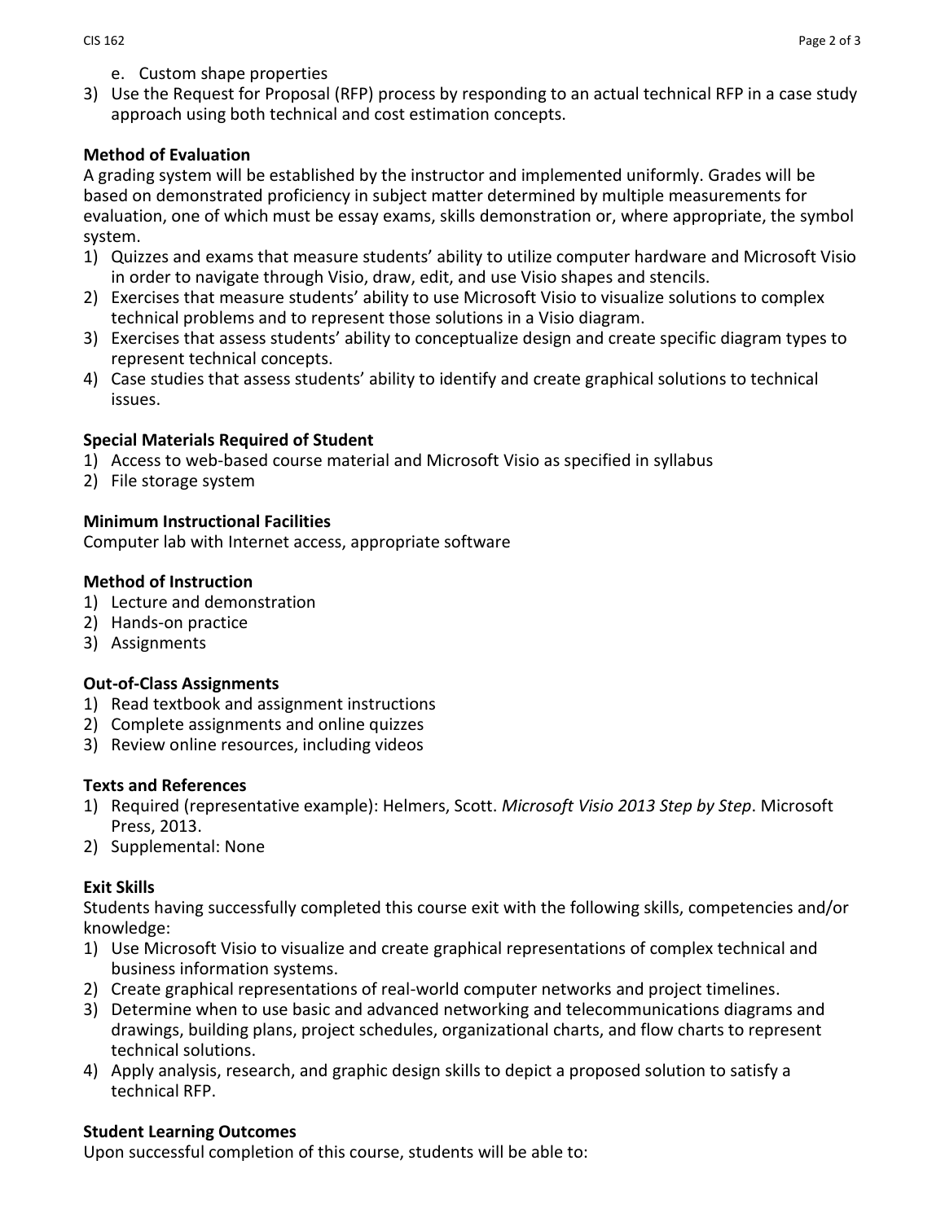e. Custom shape properties
3) Use the Request for Proposal (RFP) process by responding to an actual technical RFP in a case study approach using both technical and cost estimation concepts.

**Method of Evaluation**

A grading system will be established by the instructor and implemented uniformly. Grades will be based on demonstrated proficiency in subject matter determined by multiple measurements for evaluation, one of which must be essay exams, skills demonstration or, where appropriate, the symbol system.

1) Quizzes and exams that measure students' ability to utilize computer hardware and Microsoft Visio in order to navigate through Visio, draw, edit, and use Visio shapes and stencils.
2) Exercises that measure students' ability to use Microsoft Visio to visualize solutions to complex technical problems and to represent those solutions in a Visio diagram.
3) Exercises that assess students' ability to conceptualize design and create specific diagram types to represent technical concepts.
4) Case studies that assess students' ability to identify and create graphical solutions to technical issues.

**Special Materials Required of Student**

1) Access to web-based course material and Microsoft Visio as specified in syllabus
2) File storage system

**Minimum Instructional Facilities**

Computer lab with Internet access, appropriate software

**Method of Instruction**

1) Lecture and demonstration
2) Hands-on practice
3) Assignments

**Out-of-Class Assignments**

1) Read textbook and assignment instructions
2) Complete assignments and online quizzes
3) Review online resources, including videos

**Texts and References**

1) Required (representative example): Helmers, Scott. *Microsoft Visio 2013 Step by Step*. Microsoft Press, 2013.
2) Supplemental: None

**Exit Skills**

Students having successfully completed this course exit with the following skills, competencies and/or knowledge:

1) Use Microsoft Visio to visualize and create graphical representations of complex technical and business information systems.
2) Create graphical representations of real-world computer networks and project timelines.
3) Determine when to use basic and advanced networking and telecommunications diagrams and drawings, building plans, project schedules, organizational charts, and flow charts to represent technical solutions.
4) Apply analysis, research, and graphic design skills to depict a proposed solution to satisfy a technical RFP.

**Student Learning Outcomes**

Upon successful completion of this course, students will be able to: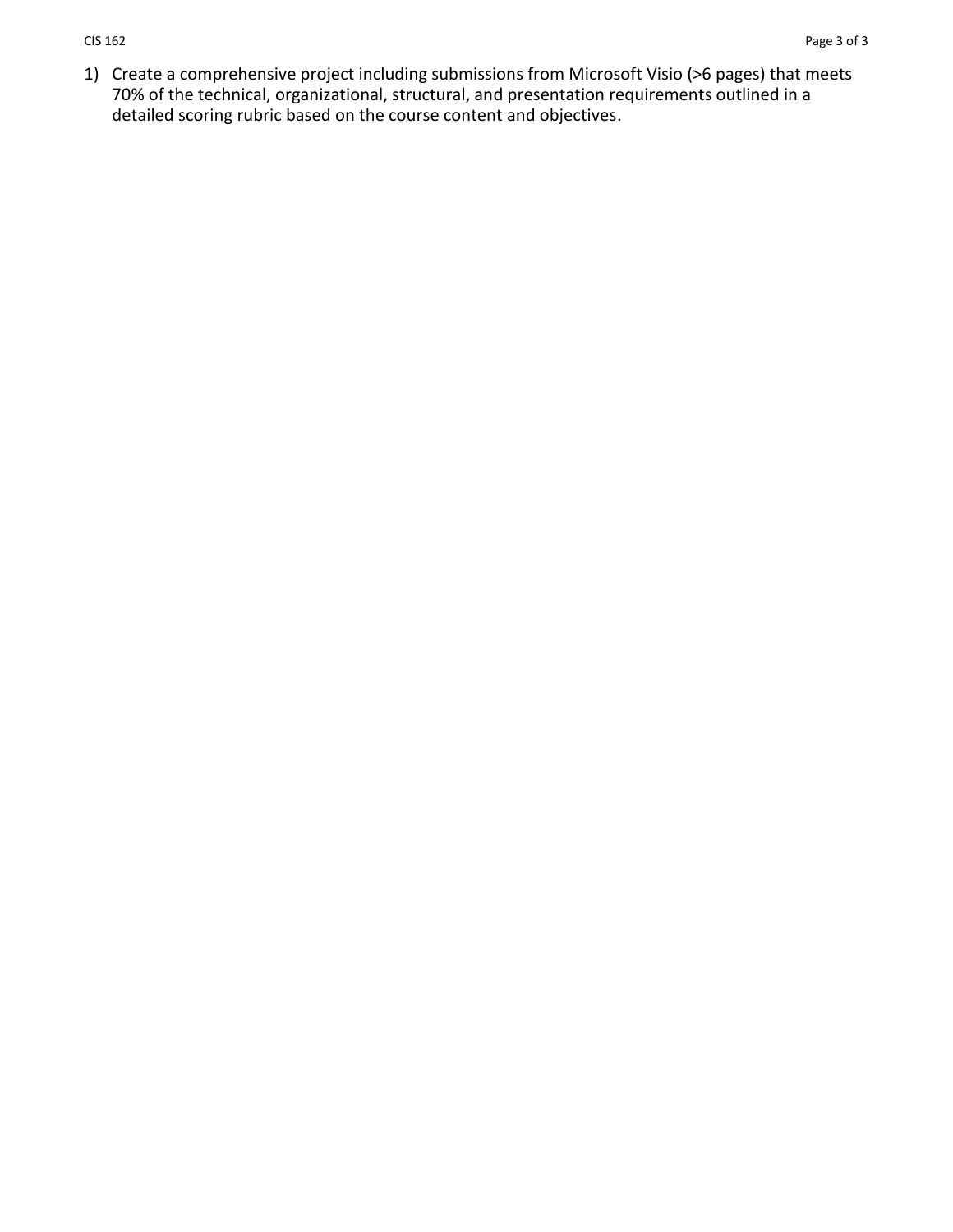1) Create a comprehensive project including submissions from Microsoft Visio (>6 pages) that meets 70% of the technical, organizational, structural, and presentation requirements outlined in a detailed scoring rubric based on the course content and objectives.